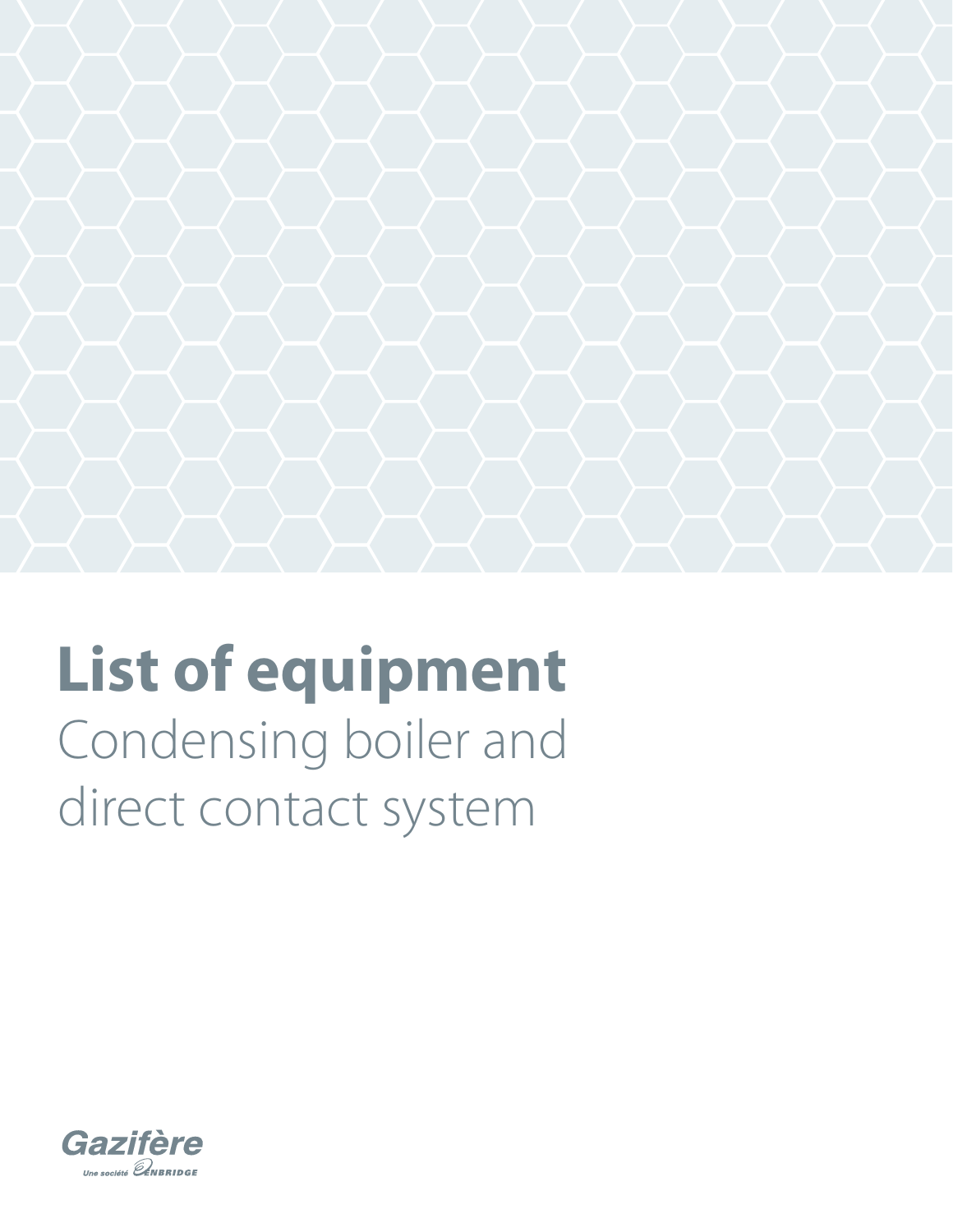# List of equipment

Condensing boiler and direct contact system

Gazifère

Une société ENBRIDGE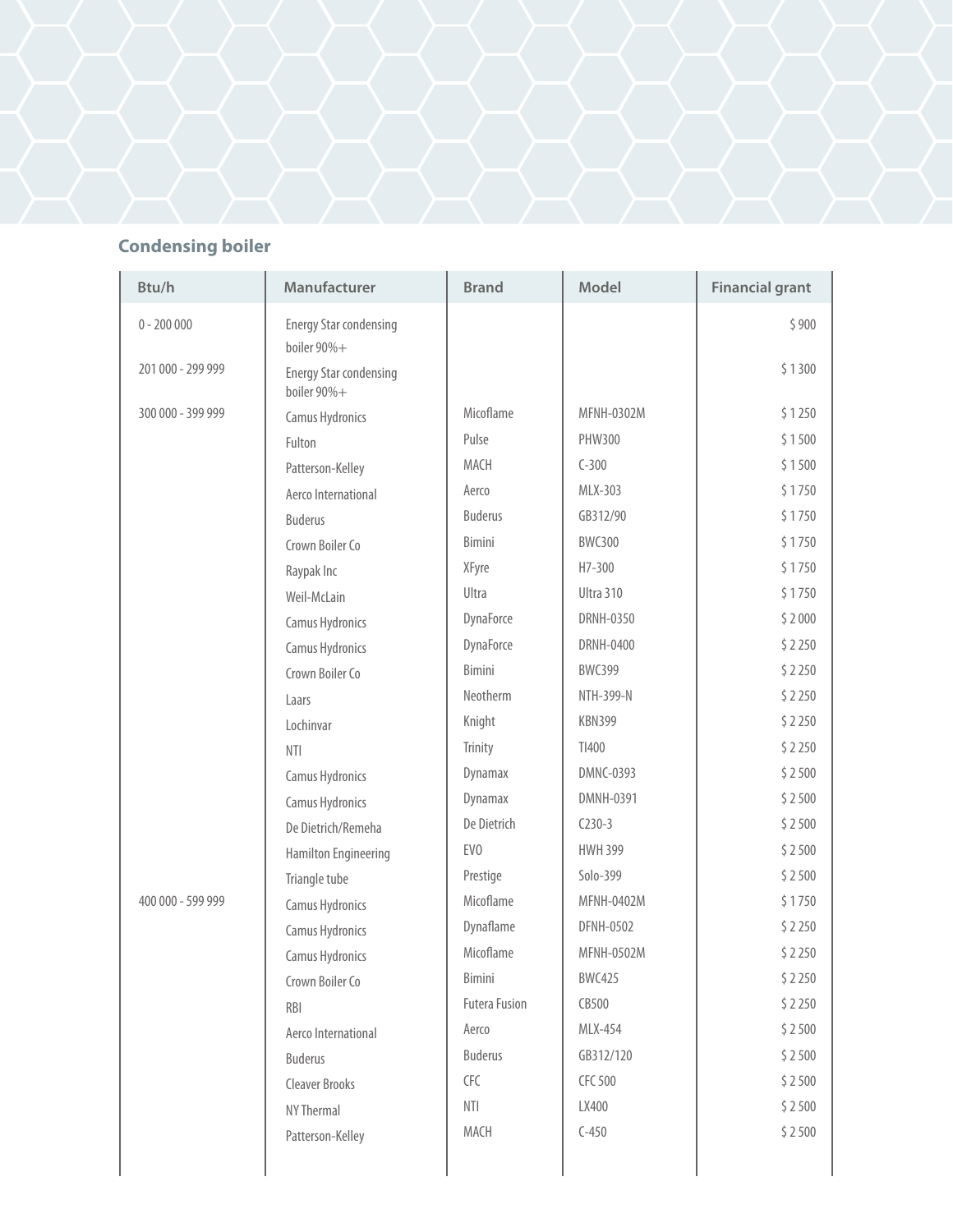## Condensing boiler

| Btu/h | Manufacturer | Brand | Model | Financial grant |
|---|---|---|---|---|
| 0 - 200 000 | Energy Star condensing boiler 90%+ | | | $ 900 |
| 201 000 - 299 999 | Energy Star condensing boiler 90%+ | | | $ 1 300 |
| 300 000 - 399 999 | Camus Hydronics | Micoflame | MFNH-0302M | $ 1 250 |
| | Fulton | Pulse | PHW300 | $ 1 500 |
| | Patterson-Kelley | MACH | C-300 | $ 1 500 |
| | Aerco International | Aerco | MLX-303 | $ 1 750 |
| | Buderus | Buderus | GB312/90 | $ 1 750 |
| | Crown Boiler Co | Bimini | BWC300 | $ 1 750 |
| | Raypak Inc | XFyre | H7-300 | $ 1 750 |
| | Weil-McLain | Ultra | Ultra 310 | $ 1 750 |
| | Camus Hydronics | DynaForce | DRNH-0350 | $ 2 000 |
| | Camus Hydronics | DynaForce | DRNH-0400 | $ 2 250 |
| | Crown Boiler Co | Bimini | BWC399 | $ 2 250 |
| | Laars | Neotherm | NTH-399-N | $ 2 250 |
| | Lochinvar | Knight | KBN399 | $ 2 250 |
| | NTI | Trinity | TI400 | $ 2 250 |
| | Camus Hydronics | Dynamax | DMNC-0393 | $ 2 500 |
| | Camus Hydronics | Dynamax | DMNH-0391 | $ 2 500 |
| | De Dietrich/Remeha | De Dietrich | C230-3 | $ 2 500 |
| | Hamilton Engineering | EVO | HWH 399 | $ 2 500 |
| | Triangle tube | Prestige | Solo-399 | $ 2 500 |
| 400 000 - 599 999 | Camus Hydronics | Micoflame | MFNH-0402M | $ 1 750 |
| | Camus Hydronics | Dynaflame | DFNH-0502 | $ 2 250 |
| | Camus Hydronics | Micoflame | MFNH-0502M | $ 2 250 |
| | Crown Boiler Co | Bimini | BWC425 | $ 2 250 |
| | RBI | Futera Fusion | CB500 | $ 2 250 |
| | Aerco International | Aerco | MLX-454 | $ 2 500 |
| | Buderus | Buderus | GB312/120 | $ 2 500 |
| | Cleaver Brooks | CFC | CFC 500 | $ 2 500 |
| | NY Thermal | NTI | LX400 | $ 2 500 |
| | Patterson-Kelley | MACH | C-450 | $ 2 500 |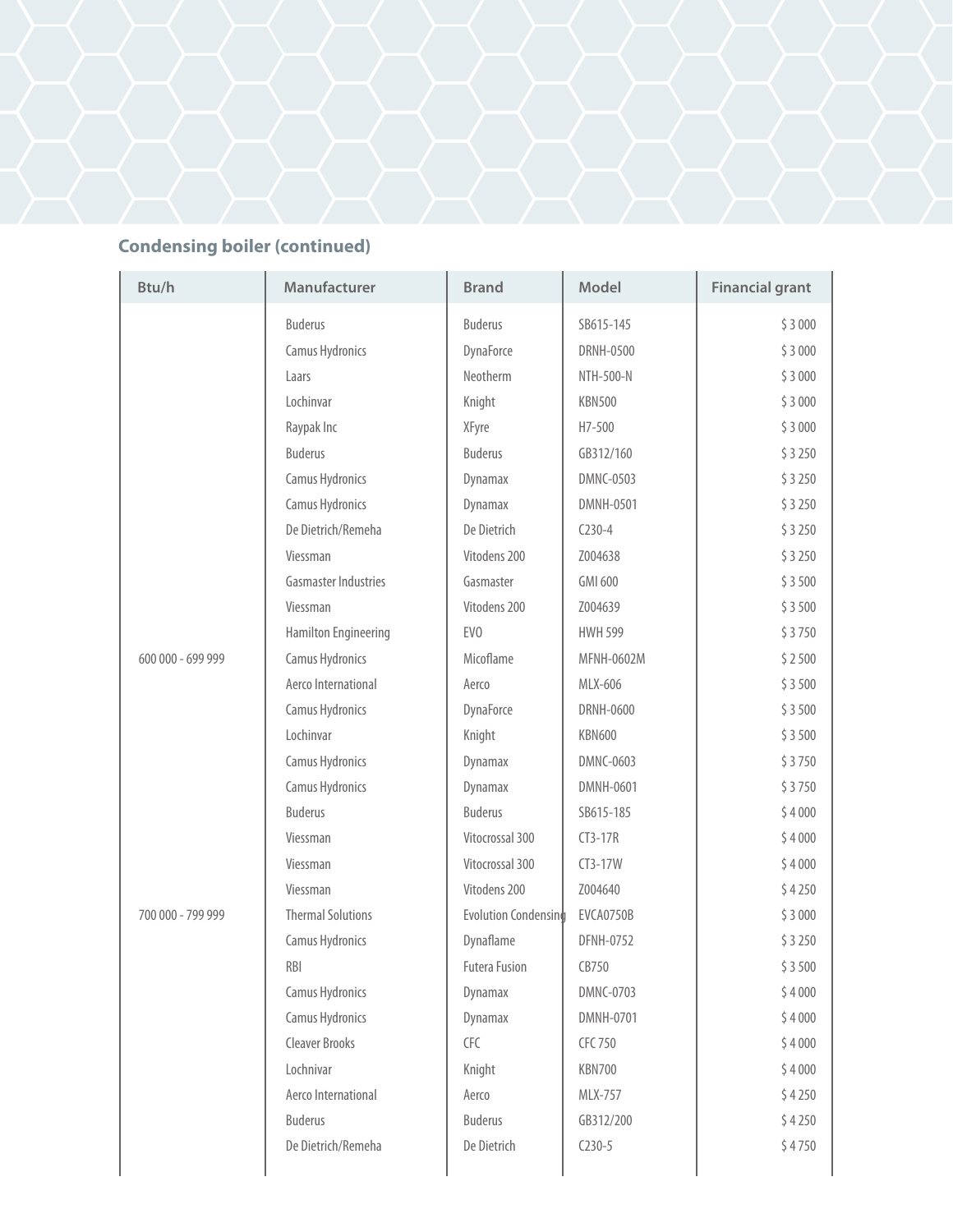## Condensing boiler (continued)

| Btu/h | Manufacturer | Brand | Model | Financial grant |
|---|---|---|---|---|
| | Buderus | Buderus | SB615-145 | $ 3 000 |
| | Camus Hydronics | DynaForce | DRNH-0500 | $ 3 000 |
| | Laars | Neotherm | NTH-500-N | $ 3 000 |
| | Lochinvar | Knight | KBN500 | $ 3 000 |
| | Raypak Inc | XFyre | H7-500 | $ 3 000 |
| | Buderus | Buderus | GB312/160 | $ 3 250 |
| | Camus Hydronics | Dynamax | DMNC-0503 | $ 3 250 |
| | Camus Hydronics | Dynamax | DMNH-0501 | $ 3 250 |
| | De Dietrich/Remeha | De Dietrich | C230-4 | $ 3 250 |
| | Viessman | Vitodens 200 | Z004638 | $ 3 250 |
| | Gasmaster Industries | Gasmaster | GMI 600 | $ 3 500 |
| | Viessman | Vitodens 200 | Z004639 | $ 3 500 |
| | Hamilton Engineering | EVO | HWH 599 | $ 3 750 |
| 600 000 - 699 999 | Camus Hydronics | Micoflame | MFNH-0602M | $ 2 500 |
| | Aerco International | Aerco | MLX-606 | $ 3 500 |
| | Camus Hydronics | DynaForce | DRNH-0600 | $ 3 500 |
| | Lochinvar | Knight | KBN600 | $ 3 500 |
| | Camus Hydronics | Dynamax | DMNC-0603 | $ 3 750 |
| | Camus Hydronics | Dynamax | DMNH-0601 | $ 3 750 |
| | Buderus | Buderus | SB615-185 | $ 4 000 |
| | Viessman | Vitocrossal 300 | CT3-17R | $ 4 000 |
| | Viessman | Vitocrossal 300 | CT3-17W | $ 4 000 |
| | Viessman | Vitodens 200 | Z004640 | $ 4 250 |
| 700 000 - 799 999 | Thermal Solutions | Evolution Condensing | EVCA0750B | $ 3 000 |
| | Camus Hydronics | Dynaflame | DFNH-0752 | $ 3 250 |
| | RBI | Futera Fusion | CB750 | $ 3 500 |
| | Camus Hydronics | Dynamax | DMNC-0703 | $ 4 000 |
| | Camus Hydronics | Dynamax | DMNH-0701 | $ 4 000 |
| | Cleaver Brooks | CFC | CFC 750 | $ 4 000 |
| | Lochnivar | Knight | KBN700 | $ 4 000 |
| | Aerco International | Aerco | MLX-757 | $ 4 250 |
| | Buderus | Buderus | GB312/200 | $ 4 250 |
| | De Dietrich/Remeha | De Dietrich | C230-5 | $ 4 750 |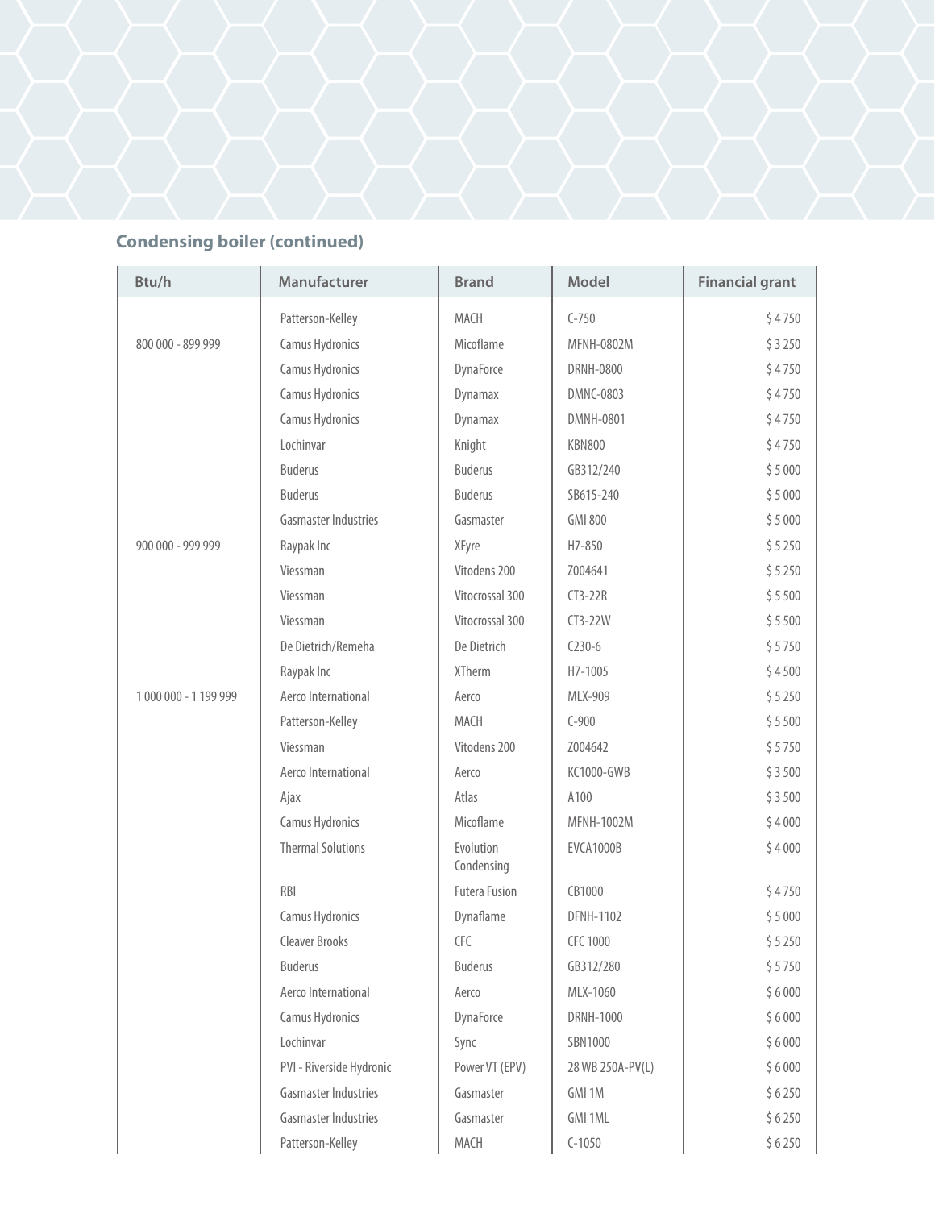## Condensing boiler (continued)

| Btu/h | Manufacturer | Brand | Model | Financial grant |
|---|---|---|---|---|
| | Patterson-Kelley | MACH | C-750 | $ 4 750 |
| 800 000 - 899 999 | Camus Hydronics | Micoflame | MFNH-0802M | $ 3 250 |
| | Camus Hydronics | DynaForce | DRNH-0800 | $ 4 750 |
| | Camus Hydronics | Dynamax | DMNC-0803 | $ 4 750 |
| | Camus Hydronics | Dynamax | DMNH-0801 | $ 4 750 |
| | Lochinvar | Knight | KBN800 | $ 4 750 |
| | Buderus | Buderus | GB312/240 | $ 5 000 |
| | Buderus | Buderus | SB615-240 | $ 5 000 |
| | Gasmaster Industries | Gasmaster | GMI 800 | $ 5 000 |
| 900 000 - 999 999 | Raypak Inc | XFyre | H7-850 | $ 5 250 |
| | Viessman | Vitodens 200 | Z004641 | $ 5 250 |
| | Viessman | Vitocrossal 300 | CT3-22R | $ 5 500 |
| | Viessman | Vitocrossal 300 | CT3-22W | $ 5 500 |
| | De Dietrich/Remeha | De Dietrich | C230-6 | $ 5 750 |
| | Raypak Inc | XTherm | H7-1005 | $ 4 500 |
| 1 000 000 - 1 199 999 | Aerco International | Aerco | MLX-909 | $ 5 250 |
| | Patterson-Kelley | MACH | C-900 | $ 5 500 |
| | Viessman | Vitodens 200 | Z004642 | $ 5 750 |
| | Aerco International | Aerco | KC1000-GWB | $ 3 500 |
| | Ajax | Atlas | A100 | $ 3 500 |
| | Camus Hydronics | Micoflame | MFNH-1002M | $ 4 000 |
| | Thermal Solutions | Evolution Condensing | EVCA1000B | $ 4 000 |
| | RBI | Futera Fusion | CB1000 | $ 4 750 |
| | Camus Hydronics | Dynaflame | DFNH-1102 | $ 5 000 |
| | Cleaver Brooks | CFC | CFC 1000 | $ 5 250 |
| | Buderus | Buderus | GB312/280 | $ 5 750 |
| | Aerco International | Aerco | MLX-1060 | $ 6 000 |
| | Camus Hydronics | DynaForce | DRNH-1000 | $ 6 000 |
| | Lochinvar | Sync | SBN1000 | $ 6 000 |
| | PVI - Riverside Hydronic | Power VT (EPV) | 28 WB 250A-PV(L) | $ 6 000 |
| | Gasmaster Industries | Gasmaster | GMI 1M | $ 6 250 |
| | Gasmaster Industries | Gasmaster | GMI 1ML | $ 6 250 |
| | Patterson-Kelley | MACH | C-1050 | $ 6 250 |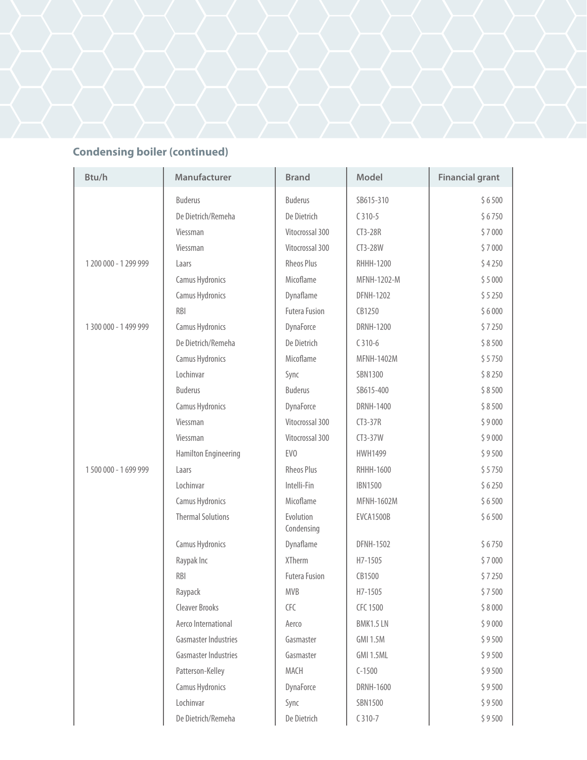## Condensing boiler (continued)

| Btu/h | Manufacturer | Brand | Model | Financial grant |
|---|---|---|---|---|
| | Buderus | Buderus | SB615-310 | $ 6 500 |
| | De Dietrich/Remeha | De Dietrich | C 310-5 | $ 6 750 |
| | Viessman | Vitocrossal 300 | CT3-28R | $ 7 000 |
| | Viessman | Vitocrossal 300 | CT3-28W | $ 7 000 |
| 1 200 000 - 1 299 999 | Laars | Rheos Plus | RHHH-1200 | $ 4 250 |
| | Camus Hydronics | Micoflame | MFNH-1202-M | $ 5 000 |
| | Camus Hydronics | Dynaflame | DFNH-1202 | $ 5 250 |
| | RBI | Futera Fusion | CB1250 | $ 6 000 |
| 1 300 000 - 1 499 999 | Camus Hydronics | DynaForce | DRNH-1200 | $ 7 250 |
| | De Dietrich/Remeha | De Dietrich | C 310-6 | $ 8 500 |
| | Camus Hydronics | Micoflame | MFNH-1402M | $ 5 750 |
| | Lochinvar | Sync | SBN1300 | $ 8 250 |
| | Buderus | Buderus | SB615-400 | $ 8 500 |
| | Camus Hydronics | DynaForce | DRNH-1400 | $ 8 500 |
| | Viessman | Vitocrossal 300 | CT3-37R | $ 9 000 |
| | Viessman | Vitocrossal 300 | CT3-37W | $ 9 000 |
| | Hamilton Engineering | EVO | HWH1499 | $ 9 500 |
| 1 500 000 - 1 699 999 | Laars | Rheos Plus | RHHH-1600 | $ 5 750 |
| | Lochinvar | Intelli-Fin | IBN1500 | $ 6 250 |
| | Camus Hydronics | Micoflame | MFNH-1602M | $ 6 500 |
| | Thermal Solutions | Evolution Condensing | EVCA1500B | $ 6 500 |
| | Camus Hydronics | Dynaflame | DFNH-1502 | $ 6 750 |
| | Raypak Inc | XTherm | H7-1505 | $ 7 000 |
| | RBI | Futera Fusion | CB1500 | $ 7 250 |
| | Raypack | MVB | H7-1505 | $ 7 500 |
| | Cleaver Brooks | CFC | CFC 1500 | $ 8 000 |
| | Aerco International | Aerco | BMK1.5 LN | $ 9 000 |
| | Gasmaster Industries | Gasmaster | GMI 1.5M | $ 9 500 |
| | Gasmaster Industries | Gasmaster | GMI 1.5ML | $ 9 500 |
| | Patterson-Kelley | MACH | C-1500 | $ 9 500 |
| | Camus Hydronics | DynaForce | DRNH-1600 | $ 9 500 |
| | Lochinvar | Sync | SBN1500 | $ 9 500 |
| | De Dietrich/Remeha | De Dietrich | C 310-7 | $ 9 500 |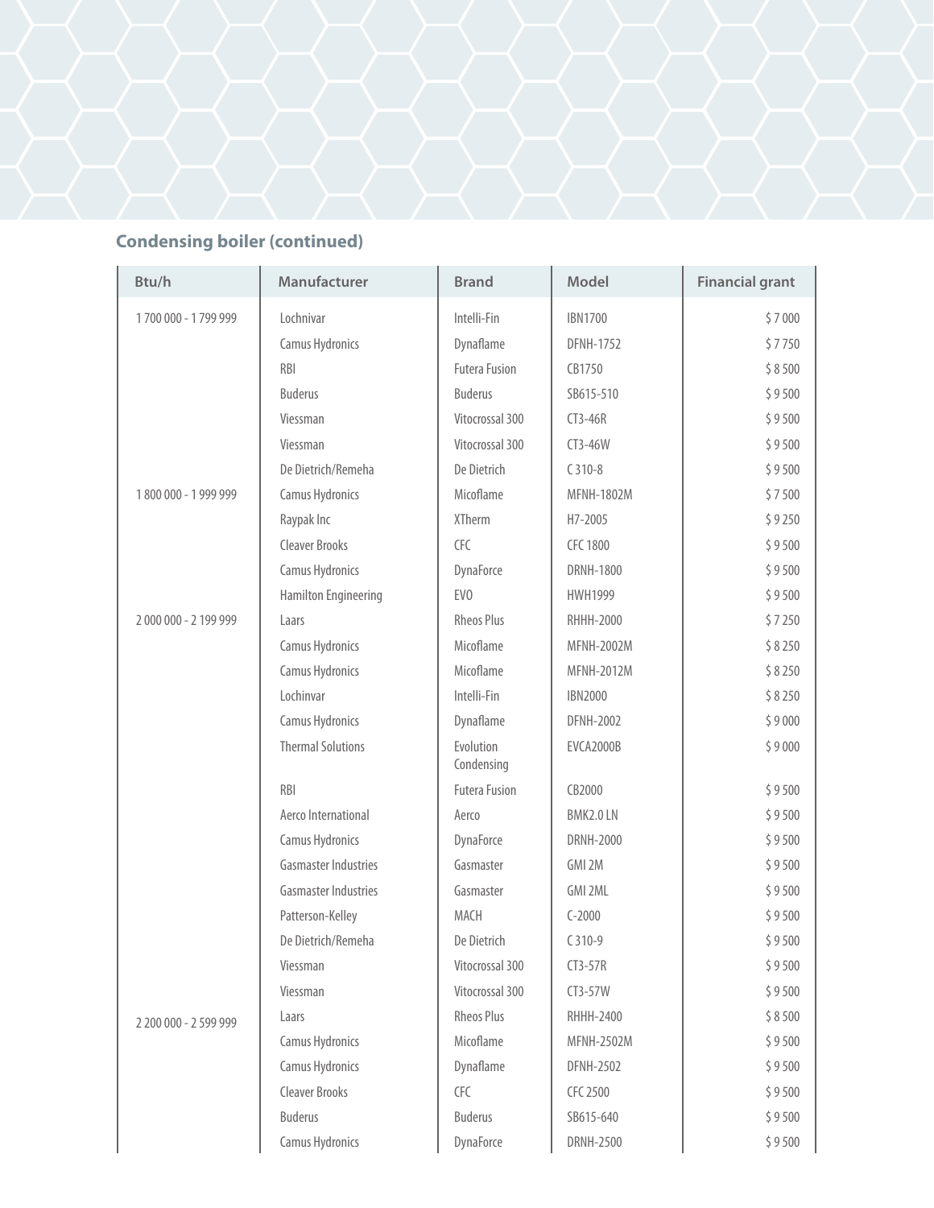## Condensing boiler (continued)

| Btu/h | Manufacturer | Brand | Model | Financial grant |
|---|---|---|---|---|
| 1 700 000 - 1 799 999 | Lochnivar | Intelli-Fin | IBN1700 | $ 7 000 |
| | Camus Hydronics | Dynaflame | DFNH-1752 | $ 7 750 |
| | RBI | Futera Fusion | CB1750 | $ 8 500 |
| | Buderus | Buderus | SB615-510 | $ 9 500 |
| | Viessman | Vitocrossal 300 | CT3-46R | $ 9 500 |
| | Viessman | Vitocrossal 300 | CT3-46W | $ 9 500 |
| | De Dietrich/Remeha | De Dietrich | C 310-8 | $ 9 500 |
| 1 800 000 - 1 999 999 | Camus Hydronics | Micoflame | MFNH-1802M | $ 7 500 |
| | Raypak Inc | XTherm | H7-2005 | $ 9 250 |
| | Cleaver Brooks | CFC | CFC 1800 | $ 9 500 |
| | Camus Hydronics | DynaForce | DRNH-1800 | $ 9 500 |
| | Hamilton Engineering | EVO | HWH1999 | $ 9 500 |
| 2 000 000 - 2 199 999 | Laars | Rheos Plus | RHHH-2000 | $ 7 250 |
| | Camus Hydronics | Micoflame | MFNH-2002M | $ 8 250 |
| | Camus Hydronics | Micoflame | MFNH-2012M | $ 8 250 |
| | Lochinvar | Intelli-Fin | IBN2000 | $ 8 250 |
| | Camus Hydronics | Dynaflame | DFNH-2002 | $ 9 000 |
| | Thermal Solutions | Evolution Condensing | EVCA2000B | $ 9 000 |
| | RBI | Futera Fusion | CB2000 | $ 9 500 |
| | Aerco International | Aerco | BMK2.0 LN | $ 9 500 |
| | Camus Hydronics | DynaForce | DRNH-2000 | $ 9 500 |
| | Gasmaster Industries | Gasmaster | GMI 2M | $ 9 500 |
| | Gasmaster Industries | Gasmaster | GMI 2ML | $ 9 500 |
| | Patterson-Kelley | MACH | C-2000 | $ 9 500 |
| | De Dietrich/Remeha | De Dietrich | C 310-9 | $ 9 500 |
| | Viessman | Vitocrossal 300 | CT3-57R | $ 9 500 |
| | Viessman | Vitocrossal 300 | CT3-57W | $ 9 500 |
| 2 200 000 - 2 599 999 | Laars | Rheos Plus | RHHH-2400 | $ 8 500 |
| | Camus Hydronics | Micoflame | MFNH-2502M | $ 9 500 |
| | Camus Hydronics | Dynaflame | DFNH-2502 | $ 9 500 |
| | Cleaver Brooks | CFC | CFC 2500 | $ 9 500 |
| | Buderus | Buderus | SB615-640 | $ 9 500 |
| | Camus Hydronics | DynaForce | DRNH-2500 | $ 9 500 |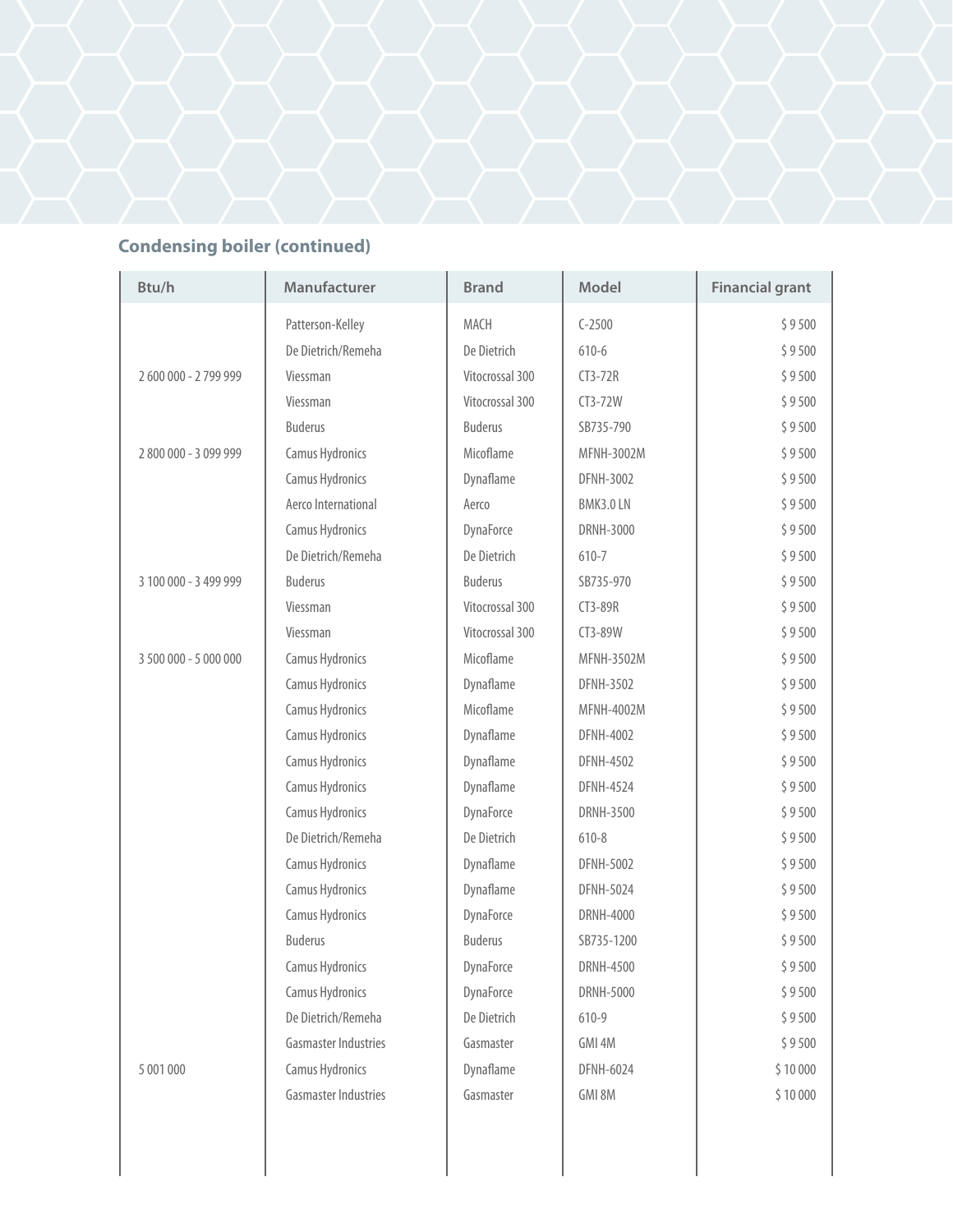## Condensing boiler (continued)

| Btu/h | Manufacturer | Brand | Model | Financial grant |
|---|---|---|---|---|
| | Patterson-Kelley | MACH | C-2500 | $ 9 500 |
| | De Dietrich/Remeha | De Dietrich | 610-6 | $ 9 500 |
| 2 600 000 - 2 799 999 | Viessman | Vitocrossal 300 | CT3-72R | $ 9 500 |
| | Viessman | Vitocrossal 300 | CT3-72W | $ 9 500 |
| | Buderus | Buderus | SB735-790 | $ 9 500 |
| 2 800 000 - 3 099 999 | Camus Hydronics | Micoflame | MFNH-3002M | $ 9 500 |
| | Camus Hydronics | Dynaflame | DFNH-3002 | $ 9 500 |
| | Aerco International | Aerco | BMK3.0 LN | $ 9 500 |
| | Camus Hydronics | DynaForce | DRNH-3000 | $ 9 500 |
| | De Dietrich/Remeha | De Dietrich | 610-7 | $ 9 500 |
| 3 100 000 - 3 499 999 | Buderus | Buderus | SB735-970 | $ 9 500 |
| | Viessman | Vitocrossal 300 | CT3-89R | $ 9 500 |
| | Viessman | Vitocrossal 300 | CT3-89W | $ 9 500 |
| 3 500 000 - 5 000 000 | Camus Hydronics | Micoflame | MFNH-3502M | $ 9 500 |
| | Camus Hydronics | Dynaflame | DFNH-3502 | $ 9 500 |
| | Camus Hydronics | Micoflame | MFNH-4002M | $ 9 500 |
| | Camus Hydronics | Dynaflame | DFNH-4002 | $ 9 500 |
| | Camus Hydronics | Dynaflame | DFNH-4502 | $ 9 500 |
| | Camus Hydronics | Dynaflame | DFNH-4524 | $ 9 500 |
| | Camus Hydronics | DynaForce | DRNH-3500 | $ 9 500 |
| | De Dietrich/Remeha | De Dietrich | 610-8 | $ 9 500 |
| | Camus Hydronics | Dynaflame | DFNH-5002 | $ 9 500 |
| | Camus Hydronics | Dynaflame | DFNH-5024 | $ 9 500 |
| | Camus Hydronics | DynaForce | DRNH-4000 | $ 9 500 |
| | Buderus | Buderus | SB735-1200 | $ 9 500 |
| | Camus Hydronics | DynaForce | DRNH-4500 | $ 9 500 |
| | Camus Hydronics | DynaForce | DRNH-5000 | $ 9 500 |
| | De Dietrich/Remeha | De Dietrich | 610-9 | $ 9 500 |
| | Gasmaster Industries | Gasmaster | GMI 4M | $ 9 500 |
| 5 001 000 | Camus Hydronics | Dynaflame | DFNH-6024 | $ 10 000 |
| | Gasmaster Industries | Gasmaster | GMI 8M | $ 10 000 |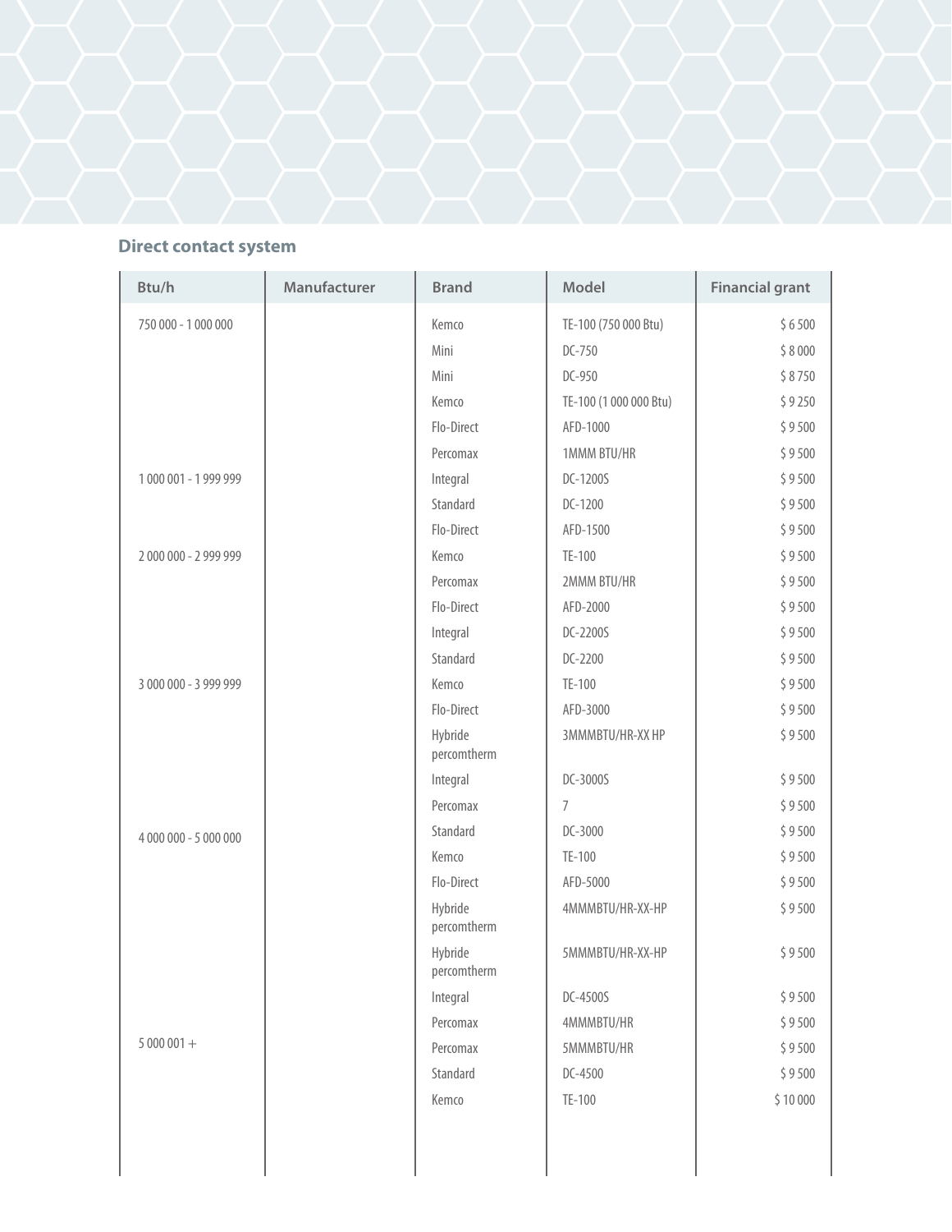## Direct contact system

| Btu/h | Manufacturer | Brand | Model | Financial grant |
|---|---|---|---|---|
| 750 000 - 1 000 000 | | Kemco | TE-100 (750 000 Btu) | $ 6 500 |
| | | Mini | DC-750 | $ 8 000 |
| | | Mini | DC-950 | $ 8 750 |
| | | Kemco | TE-100 (1 000 000 Btu) | $ 9 250 |
| | | Flo-Direct | AFD-1000 | $ 9 500 |
| | | Percomax | 1MMM BTU/HR | $ 9 500 |
| 1 000 001 - 1 999 999 | | Integral | DC-1200S | $ 9 500 |
| | | Standard | DC-1200 | $ 9 500 |
| | | Flo-Direct | AFD-1500 | $ 9 500 |
| 2 000 000 - 2 999 999 | | Kemco | TE-100 | $ 9 500 |
| | | Percomax | 2MMM BTU/HR | $ 9 500 |
| | | Flo-Direct | AFD-2000 | $ 9 500 |
| | | Integral | DC-2200S | $ 9 500 |
| | | Standard | DC-2200 | $ 9 500 |
| 3 000 000 - 3 999 999 | | Kemco | TE-100 | $ 9 500 |
| | | Flo-Direct | AFD-3000 | $ 9 500 |
| | | Hybride percomtherm | 3MMMBTU/HR-XX HP | $ 9 500 |
| | | Integral | DC-3000S | $ 9 500 |
| | | Percomax | 7 | $ 9 500 |
| 4 000 000 - 5 000 000 | | Standard | DC-3000 | $ 9 500 |
| | | Kemco | TE-100 | $ 9 500 |
| | | Flo-Direct | AFD-5000 | $ 9 500 |
| | | Hybride percomtherm | 4MMMBTU/HR-XX-HP | $ 9 500 |
| | | Hybride percomtherm | 5MMMBTU/HR-XX-HP | $ 9 500 |
| | | Integral | DC-4500S | $ 9 500 |
| | | Percomax | 4MMMBTU/HR | $ 9 500 |
| 5 000 001 + | | Percomax | 5MMMBTU/HR | $ 9 500 |
| | | Standard | DC-4500 | $ 9 500 |
| | | Kemco | TE-100 | $ 10 000 |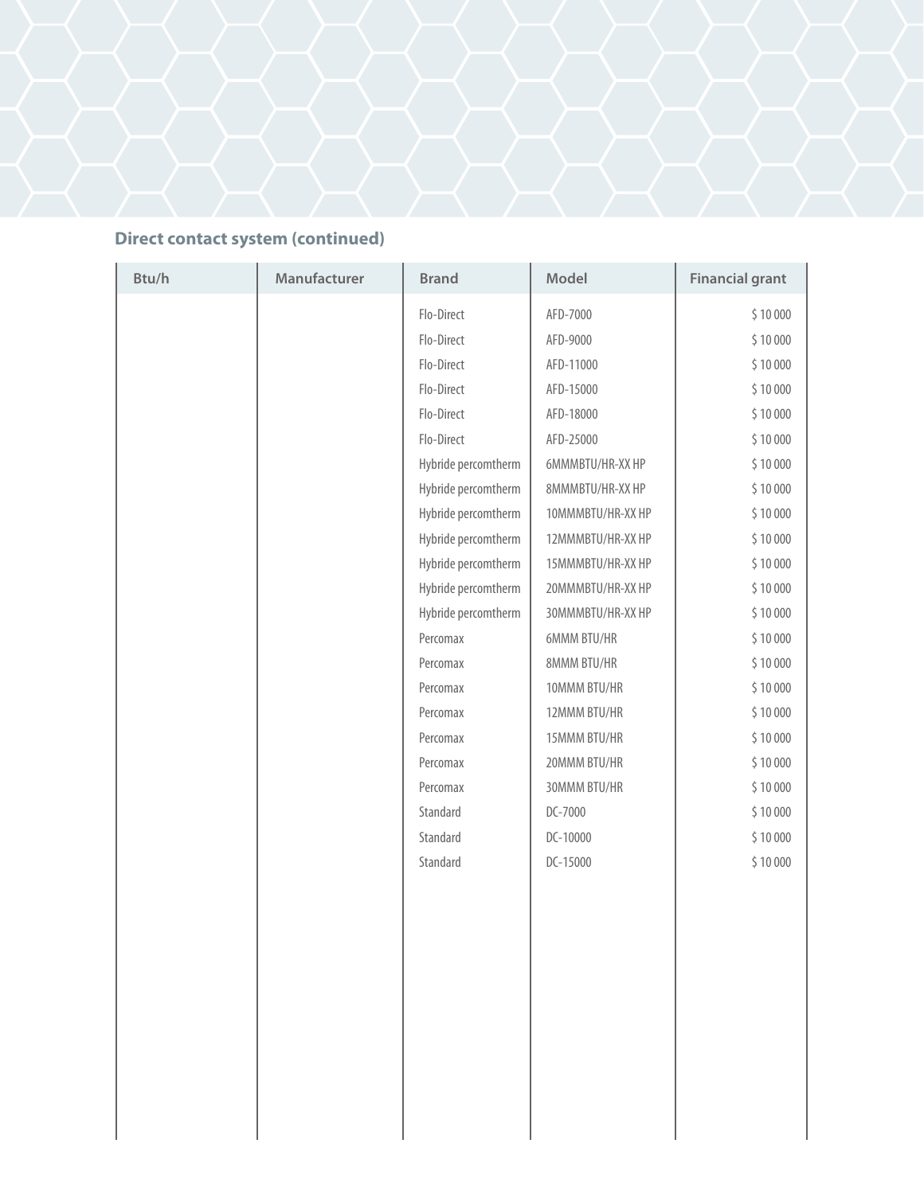## Direct contact system (continued)

| Btu/h | Manufacturer | Brand | Model | Financial grant |
|---|---|---|---|---|
| | | Flo-Direct | AFD-7000 | $ 10 000 |
| | | Flo-Direct | AFD-9000 | $ 10 000 |
| | | Flo-Direct | AFD-11000 | $ 10 000 |
| | | Flo-Direct | AFD-15000 | $ 10 000 |
| | | Flo-Direct | AFD-18000 | $ 10 000 |
| | | Flo-Direct | AFD-25000 | $ 10 000 |
| | | Hybride percomtherm | 6MMMBTU/HR-XX HP | $ 10 000 |
| | | Hybride percomtherm | 8MMMBTU/HR-XX HP | $ 10 000 |
| | | Hybride percomtherm | 10MMMBTU/HR-XX HP | $ 10 000 |
| | | Hybride percomtherm | 12MMMBTU/HR-XX HP | $ 10 000 |
| | | Hybride percomtherm | 15MMMBTU/HR-XX HP | $ 10 000 |
| | | Hybride percomtherm | 20MMMBTU/HR-XX HP | $ 10 000 |
| | | Hybride percomtherm | 30MMMBTU/HR-XX HP | $ 10 000 |
| | | Percomax | 6MMM BTU/HR | $ 10 000 |
| | | Percomax | 8MMM BTU/HR | $ 10 000 |
| | | Percomax | 10MMM BTU/HR | $ 10 000 |
| | | Percomax | 12MMM BTU/HR | $ 10 000 |
| | | Percomax | 15MMM BTU/HR | $ 10 000 |
| | | Percomax | 20MMM BTU/HR | $ 10 000 |
| | | Percomax | 30MMM BTU/HR | $ 10 000 |
| | | Standard | DC-7000 | $ 10 000 |
| | | Standard | DC-10000 | $ 10 000 |
| | | Standard | DC-15000 | $ 10 000 |